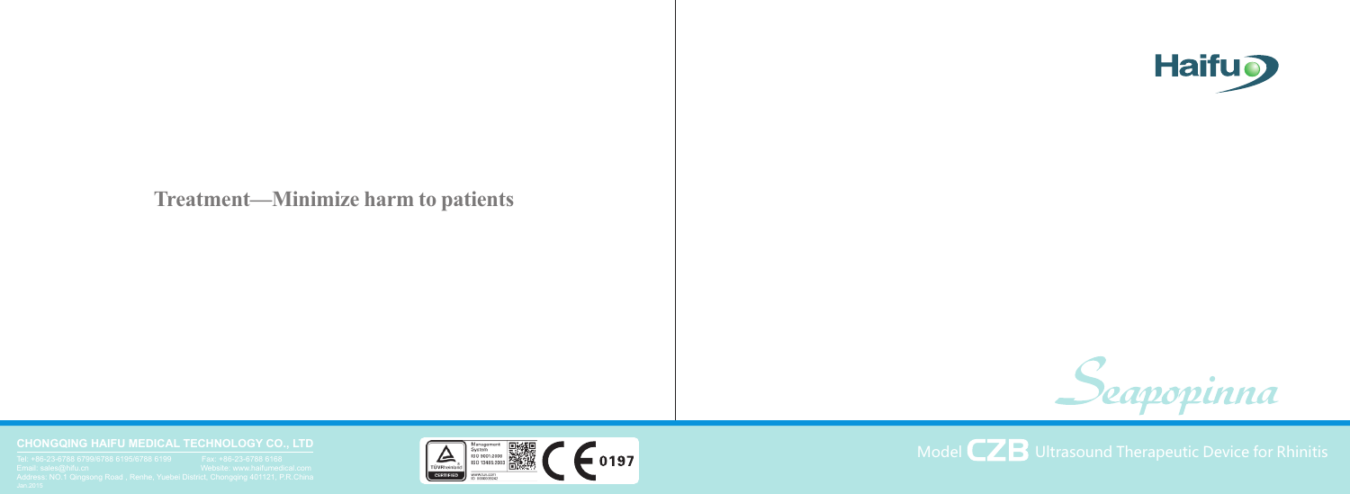**Treatment—Minimize harm to patients**

**CHONGQING HAIFU MEDICAL TECHNOLOGY CO., LTD**

Tel: +86-23-6788 6799/6788 6195/6788 6199 Fax: +86-23-6788 6168

Email: sales@hifu.cn Website: www.haifumedical.com

Address: NO.1 Qingsong Road , Renhe, Yuebei District, Chongqing 401121, P.R.China

Jan.2018

Management System ISO 9001:2008 ISO 13485:2003

TÜVRheinland CERTIFIED

www.tuv.com ID 9000035042

CE 0197

Haifu

*Seapopinna*

Model **CZB** Ultrasound Therapeutic Device for Rhinitis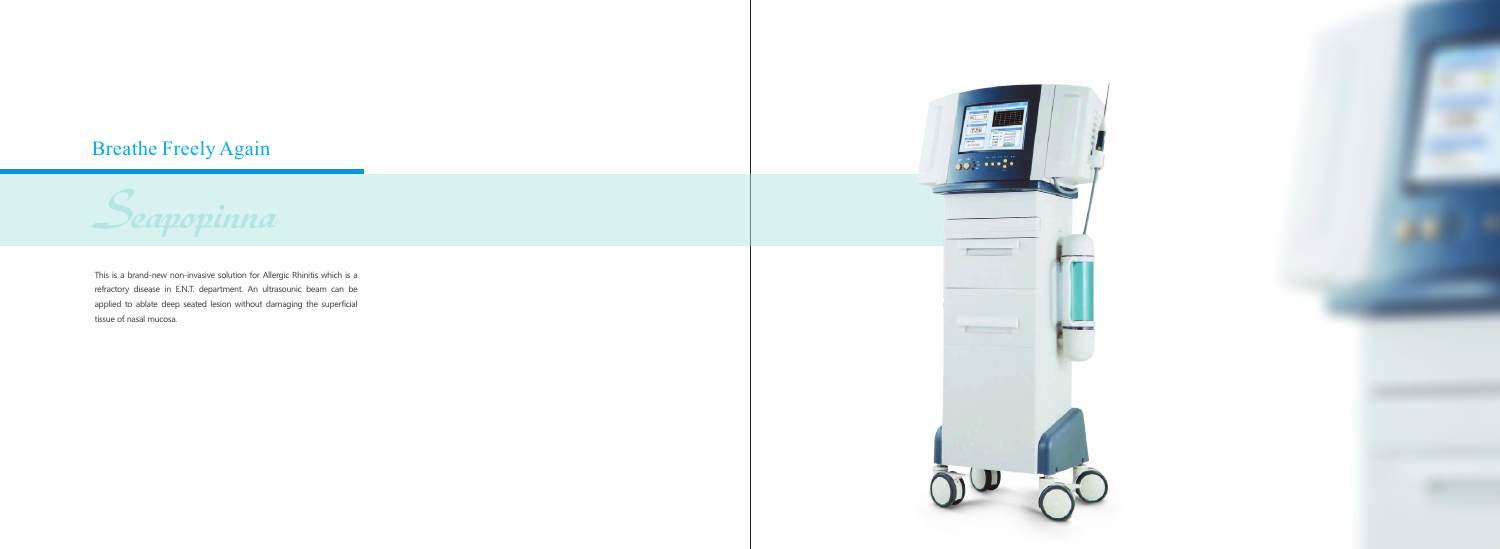## Breathe Freely Again

*Seapopinna*

This is a brand-new non-invasive solution for Allergic Rhinitis which is a refractory disease in E.N.T. department. An ultrasounic beam can be applied to ablate deep seated lesion without damaging the superficial tissue of nasal mucosa.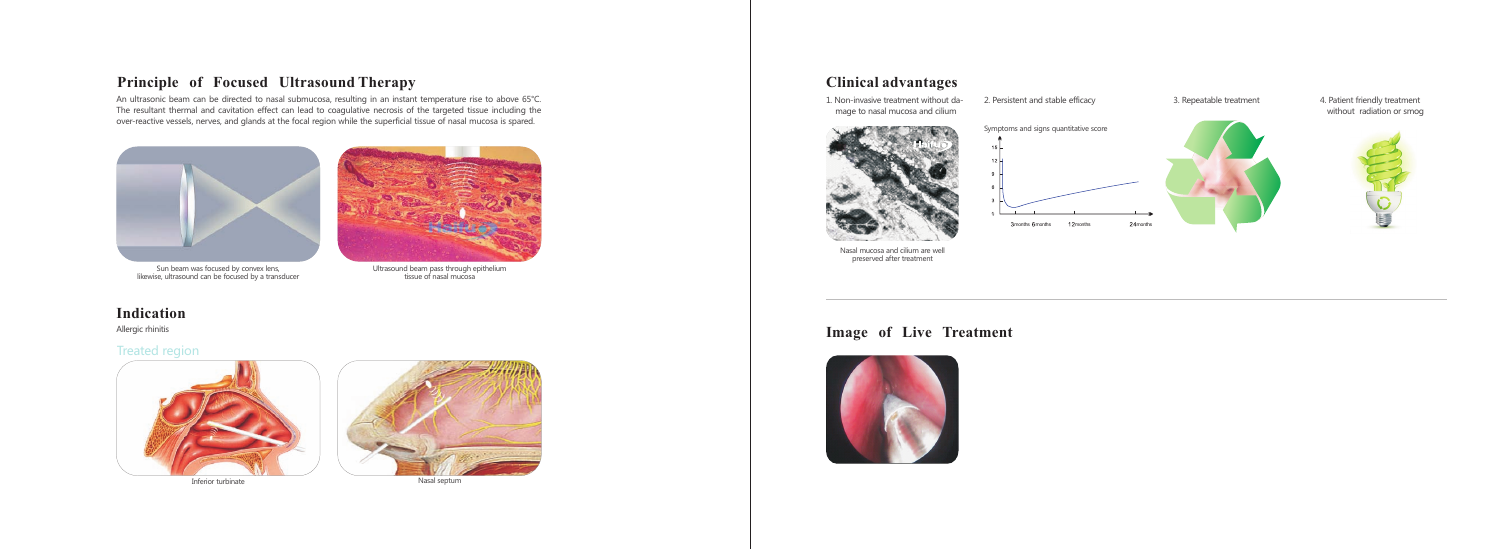## Principle of Focused Ultrasound Therapy

An ultrasonic beam can be directed to nasal submucosa, resulting in an instant temperature rise to above 65°C. The resultant thermal and cavitation effect can lead to coagulative necrosis of the targeted tissue including the over-reactive vessels, nerves, and glands at the focal region while the superficial tissue of nasal mucosa is spared.

Sun beam was focused by convex lens, likewise, ultrasound can be focused by a transducer

Ultrasound beam pass through epithelium tissue of nasal mucosa

## Indication

Allergic rhinitis

### Treated region

Inferior turbinate

Nasal septum

## Clinical advantages

1. Non-invasive treatment without damage to nasal mucosa and cilium

Nasal mucosa and cilium are well preserved after treatment

2. Persistent and stable efficacy

Symptoms and signs quantitative score

3. Repeatable treatment

4. Patient friendly treatment without radiation or smog

## Image of Live Treatment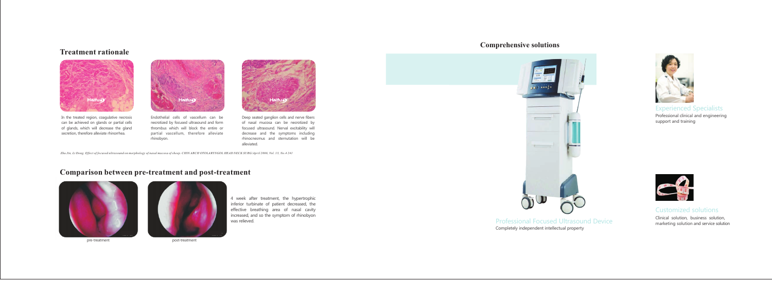## Treatment rationale

In the treated region, coagulative necrosis can be achieved on glands or partial cells of glands, which will decrease the gland secretion, therefore alleviate rhinorrhea.

Endothelial cells of vascellum can be necrotized by focused ultrasound and form thrombus which will block the entire or partial vascellum, therefore alleviate rhinobyon.

Deep seated ganglion cells and nerve fibers of nasal mucosa can be necrotized by focused ultrasound. Nerval excitability will decrease and the symptoms including rhinocnesmus and sternutation will be alleviated.

*Zhu Jin, Li Dong. Effect of focused ultrasound on morphology of nasal mucosa of sheep. CHIN ARCH OTOLARYNGOL HEAD NECK SURG/April 2006, Vol. 13, No.4 241*

## Comparison between pre-treatment and post-treatment

pre-treatment

post-treatment

4 week after treatment, the hypertrophic inferior turbinate of patient decreased, the effective breathing area of nasal cavity increased, and so the symptom of rhinobyon was relieved.

## Comprehensive solutions

Professional Focused Ultrasound Device

Completely independent intellectual property

Experienced Specialists

Professional clinical and engineering support and training

Customized solutions

Clinical solution, business solution, marketing solution and service solution